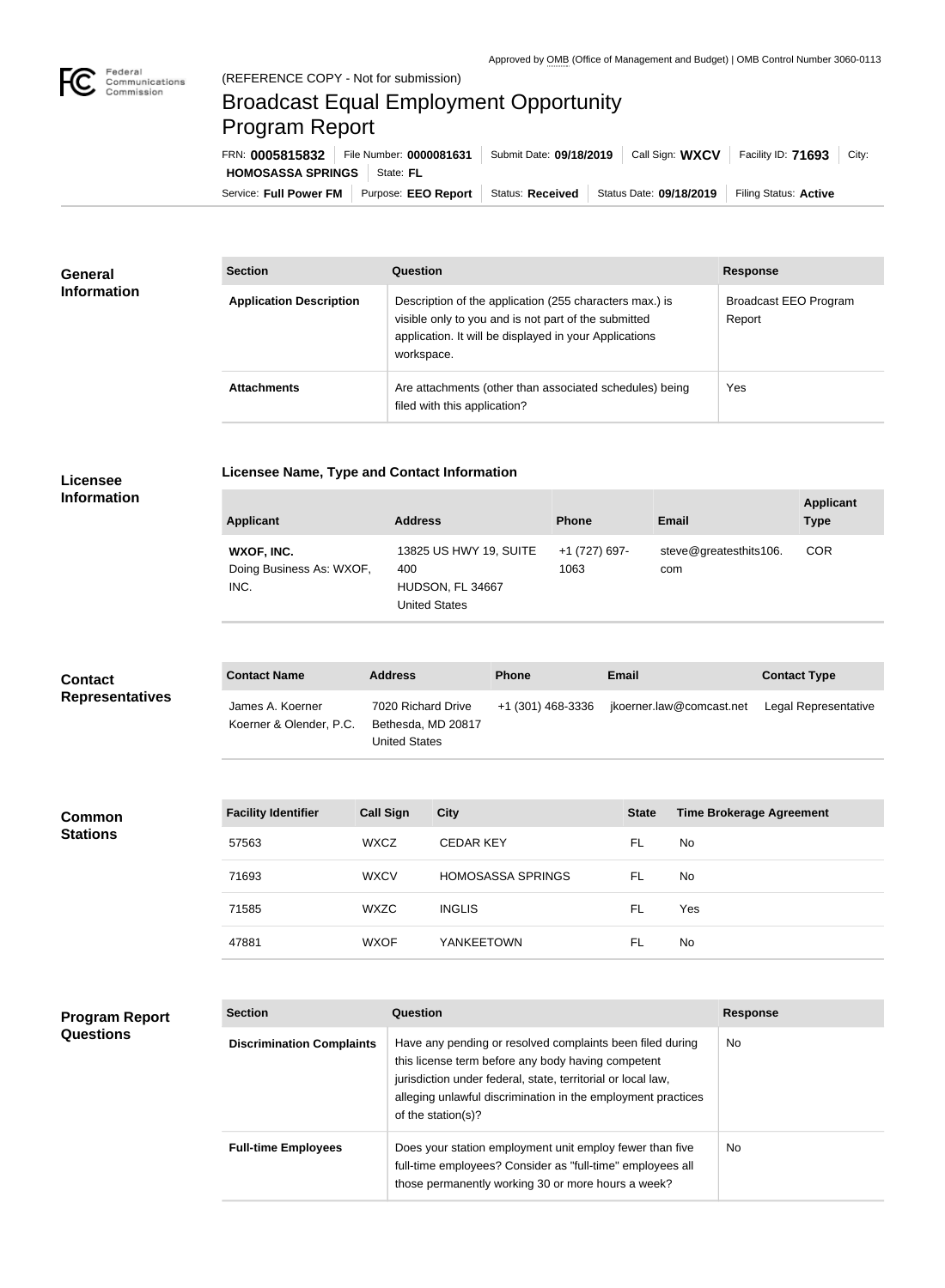Approved by OMB (Office of Management and Budget) | OMB Control Number 3060-0113

Federal Communications Commission

(REFERENCE COPY - Not for submission)

# Broadcast Equal Employment Opportunity Program Report

FRN: **0005815832** | File Number: **0000081631** | Submit Date: **09/18/2019** | Call Sign: **WXCV** | Facility ID: **71693** | City: **HOMOSASSA SPRINGS** | State: **FL**

Service: **Full Power FM** | Purpose: **EEO Report** | Status: **Received** | Status Date: **09/18/2019** | Filing Status: **Active**

## General Information

| Section | Question | Response |
| --- | --- | --- |
| **Application Description** | Description of the application (255 characters max.) is visible only to you and is not part of the submitted application. It will be displayed in your Applications workspace. | Broadcast EEO Program Report |
| **Attachments** | Are attachments (other than associated schedules) being filed with this application? | Yes |

## Licensee Information

### Licensee Name, Type and Contact Information

| Applicant | Address | Phone | Email | Applicant Type |
| --- | --- | --- | --- | --- |
| **WXOF, INC.** Doing Business As: WXOF, INC. | 13825 US HWY 19, SUITE 400 HUDSON, FL 34667 United States | +1 (727) 697-1063 | steve@greatesthits106.com | COR |

## Contact Representatives

| Contact Name | Address | Phone | Email | Contact Type |
| --- | --- | --- | --- | --- |
| James A. Koerner Koerner & Olender, P.C. | 7020 Richard Drive Bethesda, MD 20817 United States | +1 (301) 468-3336 | jkoerner.law@comcast.net | Legal Representative |

## Common Stations

| Facility Identifier | Call Sign | City | State | Time Brokerage Agreement |
| --- | --- | --- | --- | --- |
| 57563 | WXCZ | CEDAR KEY | FL | No |
| 71693 | WXCV | HOMOSASSA SPRINGS | FL | No |
| 71585 | WXZC | INGLIS | FL | Yes |
| 47881 | WXOF | YANKEETOWN | FL | No |

## Program Report Questions

| Section | Question | Response |
| --- | --- | --- |
| **Discrimination Complaints** | Have any pending or resolved complaints been filed during this license term before any body having competent jurisdiction under federal, state, territorial or local law, alleging unlawful discrimination in the employment practices of the station(s)? | No |
| **Full-time Employees** | Does your station employment unit employ fewer than five full-time employees? Consider as "full-time" employees all those permanently working 30 or more hours a week? | No |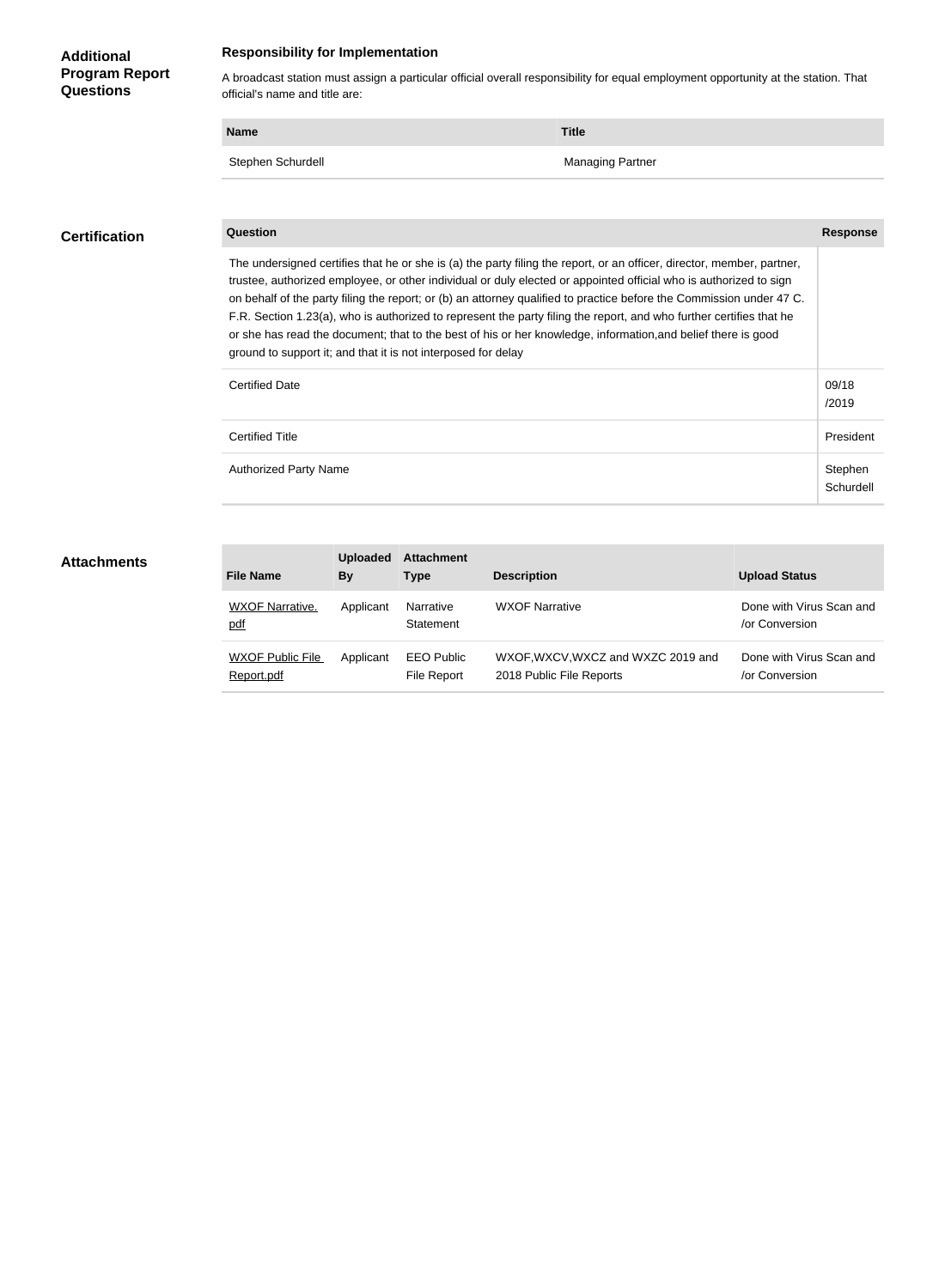## Additional Program Report Questions

### Responsibility for Implementation

A broadcast station must assign a particular official overall responsibility for equal employment opportunity at the station. That official's name and title are:

| Name | Title |
| --- | --- |
| Stephen Schurdell | Managing Partner |

## Certification

| Question | Response |
| --- | --- |
| The undersigned certifies that he or she is (a) the party filing the report, or an officer, director, member, partner, trustee, authorized employee, or other individual or duly elected or appointed official who is authorized to sign on behalf of the party filing the report; or (b) an attorney qualified to practice before the Commission under 47 C. F.R. Section 1.23(a), who is authorized to represent the party filing the report, and who further certifies that he or she has read the document; that to the best of his or her knowledge, information,and belief there is good ground to support it; and that it is not interposed for delay | |
| Certified Date | 09/18/2019 |
| Certified Title | President |
| Authorized Party Name | Stephen Schurdell |

## Attachments

| File Name | Uploaded By | Attachment Type | Description | Upload Status |
| --- | --- | --- | --- | --- |
| WXOF Narrative.pdf | Applicant | Narrative Statement | WXOF Narrative | Done with Virus Scan and /or Conversion |
| WXOF Public File Report.pdf | Applicant | EEO Public File Report | WXOF,WXCV,WXCZ and WXZC 2019 and 2018 Public File Reports | Done with Virus Scan and /or Conversion |